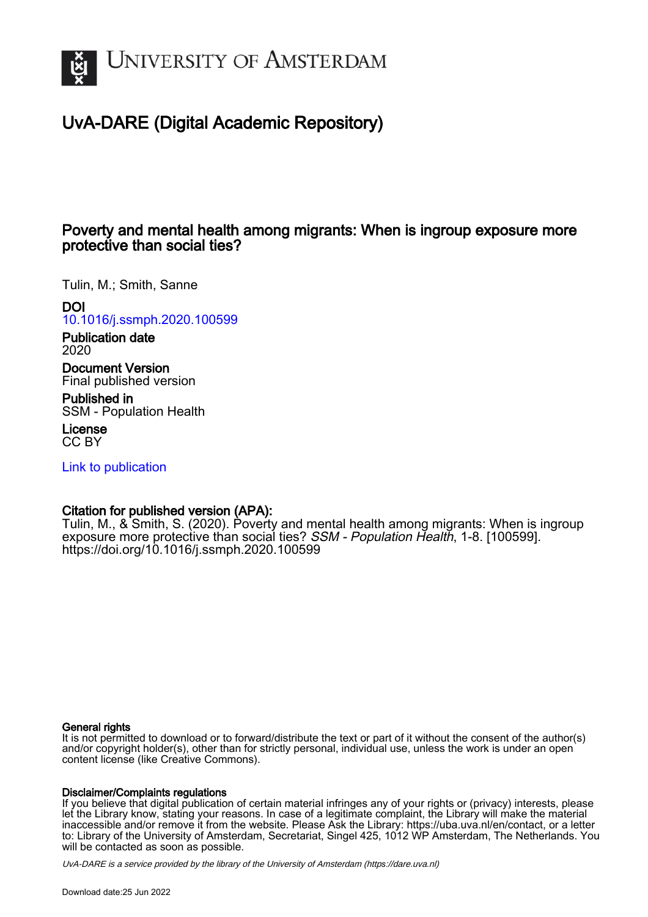# UNIVERSITY OF AMSTERDAM

## UvA-DARE (Digital Academic Repository)

### Poverty and mental health among migrants: When is ingroup exposure more protective than social ties?

Tulin, M.; Smith, Sanne

**DOI**
10.1016/j.ssmph.2020.100599

**Publication date**
2020

**Document Version**
Final published version

**Published in**
SSM - Population Health

**License**
CC BY

Link to publication

**Citation for published version (APA):**
Tulin, M., & Smith, S. (2020). Poverty and mental health among migrants: When is ingroup exposure more protective than social ties? *SSM - Population Health*, 1-8. [100599]. https://doi.org/10.1016/j.ssmph.2020.100599

**General rights**
It is not permitted to download or to forward/distribute the text or part of it without the consent of the author(s) and/or copyright holder(s), other than for strictly personal, individual use, unless the work is under an open content license (like Creative Commons).

**Disclaimer/Complaints regulations**
If you believe that digital publication of certain material infringes any of your rights or (privacy) interests, please let the Library know, stating your reasons. In case of a legitimate complaint, the Library will make the material inaccessible and/or remove it from the website. Please Ask the Library: https://uba.uva.nl/en/contact, or a letter to: Library of the University of Amsterdam, Secretariat, Singel 425, 1012 WP Amsterdam, The Netherlands. You will be contacted as soon as possible.

UvA-DARE is a service provided by the library of the University of Amsterdam (https://dare.uva.nl)

Download date:25 Jun 2022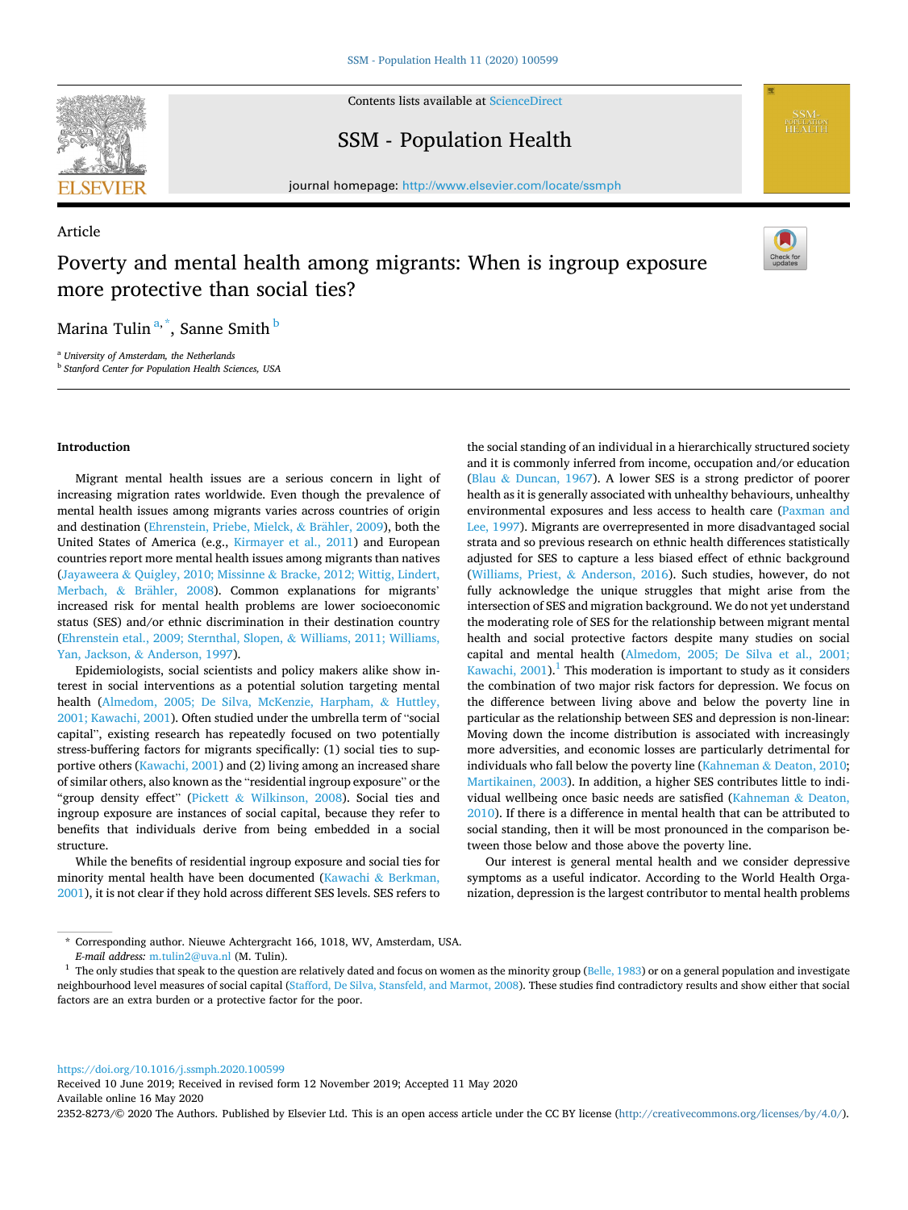Article

# Poverty and mental health among migrants: When is ingroup exposure more protective than social ties?

Marina Tulin[a,*], Sanne Smith[b]

[a] University of Amsterdam, the Netherlands

[b] Stanford Center for Population Health Sciences, USA

## Introduction

Migrant mental health issues are a serious concern in light of increasing migration rates worldwide. Even though the prevalence of mental health issues among migrants varies across countries of origin and destination (Ehrenstein, Priebe, Mielck, & Brähler, 2009), both the United States of America (e.g., Kirmayer et al., 2011) and European countries report more mental health issues among migrants than natives (Jayaweera & Quigley, 2010; Missinne & Bracke, 2012; Wittig, Lindert, Merbach, & Brähler, 2008). Common explanations for migrants' increased risk for mental health problems are lower socioeconomic status (SES) and/or ethnic discrimination in their destination country (Ehrenstein etal., 2009; Sternthal, Slopen, & Williams, 2011; Williams, Yan, Jackson, & Anderson, 1997).

Epidemiologists, social scientists and policy makers alike show interest in social interventions as a potential solution targeting mental health (Almedom, 2005; De Silva, McKenzie, Harpham, & Huttley, 2001; Kawachi, 2001). Often studied under the umbrella term of "social capital", existing research has repeatedly focused on two potentially stress-buffering factors for migrants specifically: (1) social ties to supportive others (Kawachi, 2001) and (2) living among an increased share of similar others, also known as the "residential ingroup exposure" or the "group density effect" (Pickett & Wilkinson, 2008). Social ties and ingroup exposure are instances of social capital, because they refer to benefits that individuals derive from being embedded in a social structure.

While the benefits of residential ingroup exposure and social ties for minority mental health have been documented (Kawachi & Berkman, 2001), it is not clear if they hold across different SES levels. SES refers to the social standing of an individual in a hierarchically structured society and it is commonly inferred from income, occupation and/or education (Blau & Duncan, 1967). A lower SES is a strong predictor of poorer health as it is generally associated with unhealthy behaviours, unhealthy environmental exposures and less access to health care (Paxman and Lee, 1997). Migrants are overrepresented in more disadvantaged social strata and so previous research on ethnic health differences statistically adjusted for SES to capture a less biased effect of ethnic background (Williams, Priest, & Anderson, 2016). Such studies, however, do not fully acknowledge the unique struggles that might arise from the intersection of SES and migration background. We do not yet understand the moderating role of SES for the relationship between migrant mental health and social protective factors despite many studies on social capital and mental health (Almedom, 2005; De Silva et al., 2001; Kawachi, 2001).[1] This moderation is important to study as it considers the combination of two major risk factors for depression. We focus on the difference between living above and below the poverty line in particular as the relationship between SES and depression is non-linear: Moving down the income distribution is associated with increasingly more adversities, and economic losses are particularly detrimental for individuals who fall below the poverty line (Kahneman & Deaton, 2010; Martikainen, 2003). In addition, a higher SES contributes little to individual wellbeing once basic needs are satisfied (Kahneman & Deaton, 2010). If there is a difference in mental health that can be attributed to social standing, then it will be most pronounced in the comparison between those below and those above the poverty line.

Our interest is general mental health and we consider depressive symptoms as a useful indicator. According to the World Health Organization, depression is the largest contributor to mental health problems

\* Corresponding author. Nieuwe Achtergracht 166, 1018, WV, Amsterdam, USA.
*E-mail address:* m.tulin2@uva.nl (M. Tulin).

[1] The only studies that speak to the question are relatively dated and focus on women as the minority group (Belle, 1983) or on a general population and investigate neighbourhood level measures of social capital (Stafford, De Silva, Stansfeld, and Marmot, 2008). These studies find contradictory results and show either that social factors are an extra burden or a protective factor for the poor.

https://doi.org/10.1016/j.ssmph.2020.100599
Received 10 June 2019; Received in revised form 12 November 2019; Accepted 11 May 2020
Available online 16 May 2020
2352-8273/© 2020 The Authors. Published by Elsevier Ltd. This is an open access article under the CC BY license (http://creativecommons.org/licenses/by/4.0/).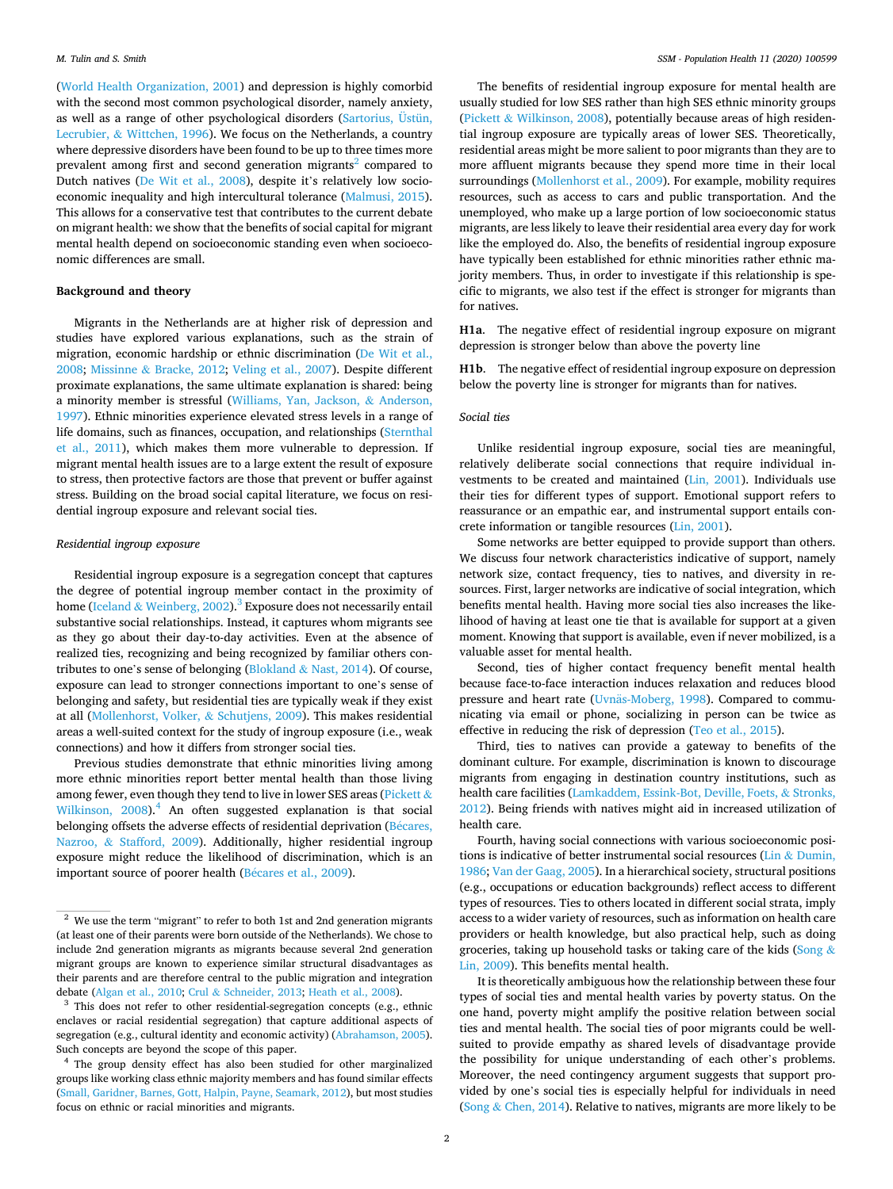(World Health Organization, 2001) and depression is highly comorbid with the second most common psychological disorder, namely anxiety, as well as a range of other psychological disorders (Sartorius, Üstün, Lecrubier, & Wittchen, 1996). We focus on the Netherlands, a country where depressive disorders have been found to be up to three times more prevalent among first and second generation migrants[2] compared to Dutch natives (De Wit et al., 2008), despite it's relatively low socioeconomic inequality and high intercultural tolerance (Malmusi, 2015). This allows for a conservative test that contributes to the current debate on migrant health: we show that the benefits of social capital for migrant mental health depend on socioeconomic standing even when socioeconomic differences are small.

## Background and theory

Migrants in the Netherlands are at higher risk of depression and studies have explored various explanations, such as the strain of migration, economic hardship or ethnic discrimination (De Wit et al., 2008; Missinne & Bracke, 2012; Veling et al., 2007). Despite different proximate explanations, the same ultimate explanation is shared: being a minority member is stressful (Williams, Yan, Jackson, & Anderson, 1997). Ethnic minorities experience elevated stress levels in a range of life domains, such as finances, occupation, and relationships (Sternthal et al., 2011), which makes them more vulnerable to depression. If migrant mental health issues are to a large extent the result of exposure to stress, then protective factors are those that prevent or buffer against stress. Building on the broad social capital literature, we focus on residential ingroup exposure and relevant social ties.

### *Residential ingroup exposure*

Residential ingroup exposure is a segregation concept that captures the degree of potential ingroup member contact in the proximity of home (Iceland & Weinberg, 2002).[3] Exposure does not necessarily entail substantive social relationships. Instead, it captures whom migrants see as they go about their day-to-day activities. Even at the absence of realized ties, recognizing and being recognized by familiar others contributes to one's sense of belonging (Blokland & Nast, 2014). Of course, exposure can lead to stronger connections important to one's sense of belonging and safety, but residential ties are typically weak if they exist at all (Mollenhorst, Volker, & Schutjens, 2009). This makes residential areas a well-suited context for the study of ingroup exposure (i.e., weak connections) and how it differs from stronger social ties.

Previous studies demonstrate that ethnic minorities living among more ethnic minorities report better mental health than those living among fewer, even though they tend to live in lower SES areas (Pickett & Wilkinson, 2008).[4] An often suggested explanation is that social belonging offsets the adverse effects of residential deprivation (Bécares, Nazroo, & Stafford, 2009). Additionally, higher residential ingroup exposure might reduce the likelihood of discrimination, which is an important source of poorer health (Bécares et al., 2009).

The benefits of residential ingroup exposure for mental health are usually studied for low SES rather than high SES ethnic minority groups (Pickett & Wilkinson, 2008), potentially because areas of high residential ingroup exposure are typically areas of lower SES. Theoretically, residential areas might be more salient to poor migrants than they are to more affluent migrants because they spend more time in their local surroundings (Mollenhorst et al., 2009). For example, mobility requires resources, such as access to cars and public transportation. And the unemployed, who make up a large portion of low socioeconomic status migrants, are less likely to leave their residential area every day for work like the employed do. Also, the benefits of residential ingroup exposure have typically been established for ethnic minorities rather ethnic majority members. Thus, in order to investigate if this relationship is specific to migrants, we also test if the effect is stronger for migrants than for natives.

**H1a**. The negative effect of residential ingroup exposure on migrant depression is stronger below than above the poverty line

**H1b**. The negative effect of residential ingroup exposure on depression below the poverty line is stronger for migrants than for natives.

### *Social ties*

Unlike residential ingroup exposure, social ties are meaningful, relatively deliberate social connections that require individual investments to be created and maintained (Lin, 2001). Individuals use their ties for different types of support. Emotional support refers to reassurance or an empathic ear, and instrumental support entails concrete information or tangible resources (Lin, 2001).

Some networks are better equipped to provide support than others. We discuss four network characteristics indicative of support, namely network size, contact frequency, ties to natives, and diversity in resources. First, larger networks are indicative of social integration, which benefits mental health. Having more social ties also increases the likelihood of having at least one tie that is available for support at a given moment. Knowing that support is available, even if never mobilized, is a valuable asset for mental health.

Second, ties of higher contact frequency benefit mental health because face-to-face interaction induces relaxation and reduces blood pressure and heart rate (Uvnäs-Moberg, 1998). Compared to communicating via email or phone, socializing in person can be twice as effective in reducing the risk of depression (Teo et al., 2015).

Third, ties to natives can provide a gateway to benefits of the dominant culture. For example, discrimination is known to discourage migrants from engaging in destination country institutions, such as health care facilities (Lamkaddem, Essink-Bot, Deville, Foets, & Stronks, 2012). Being friends with natives might aid in increased utilization of health care.

Fourth, having social connections with various socioeconomic positions is indicative of better instrumental social resources (Lin & Dumin, 1986; Van der Gaag, 2005). In a hierarchical society, structural positions (e.g., occupations or education backgrounds) reflect access to different types of resources. Ties to others located in different social strata, imply access to a wider variety of resources, such as information on health care providers or health knowledge, but also practical help, such as doing groceries, taking up household tasks or taking care of the kids (Song & Lin, 2009). This benefits mental health.

It is theoretically ambiguous how the relationship between these four types of social ties and mental health varies by poverty status. On the one hand, poverty might amplify the positive relation between social ties and mental health. The social ties of poor migrants could be well-suited to provide empathy as shared levels of disadvantage provide the possibility for unique understanding of each other's problems. Moreover, the need contingency argument suggests that support provided by one's social ties is especially helpful for individuals in need (Song & Chen, 2014). Relative to natives, migrants are more likely to be

---

[2] We use the term "migrant" to refer to both 1st and 2nd generation migrants (at least one of their parents were born outside of the Netherlands). We chose to include 2nd generation migrants as migrants because several 2nd generation migrant groups are known to experience similar structural disadvantages as their parents and are therefore central to the public migration and integration debate (Algan et al., 2010; Crul & Schneider, 2013; Heath et al., 2008).

[3] This does not refer to other residential-segregation concepts (e.g., ethnic enclaves or racial residential segregation) that capture additional aspects of segregation (e.g., cultural identity and economic activity) (Abrahamson, 2005). Such concepts are beyond the scope of this paper.

[4] The group density effect has also been studied for other marginalized groups like working class ethnic majority members and has found similar effects (Small, Garidner, Barnes, Gott, Halpin, Payne, Seamark, 2012), but most studies focus on ethnic or racial minorities and migrants.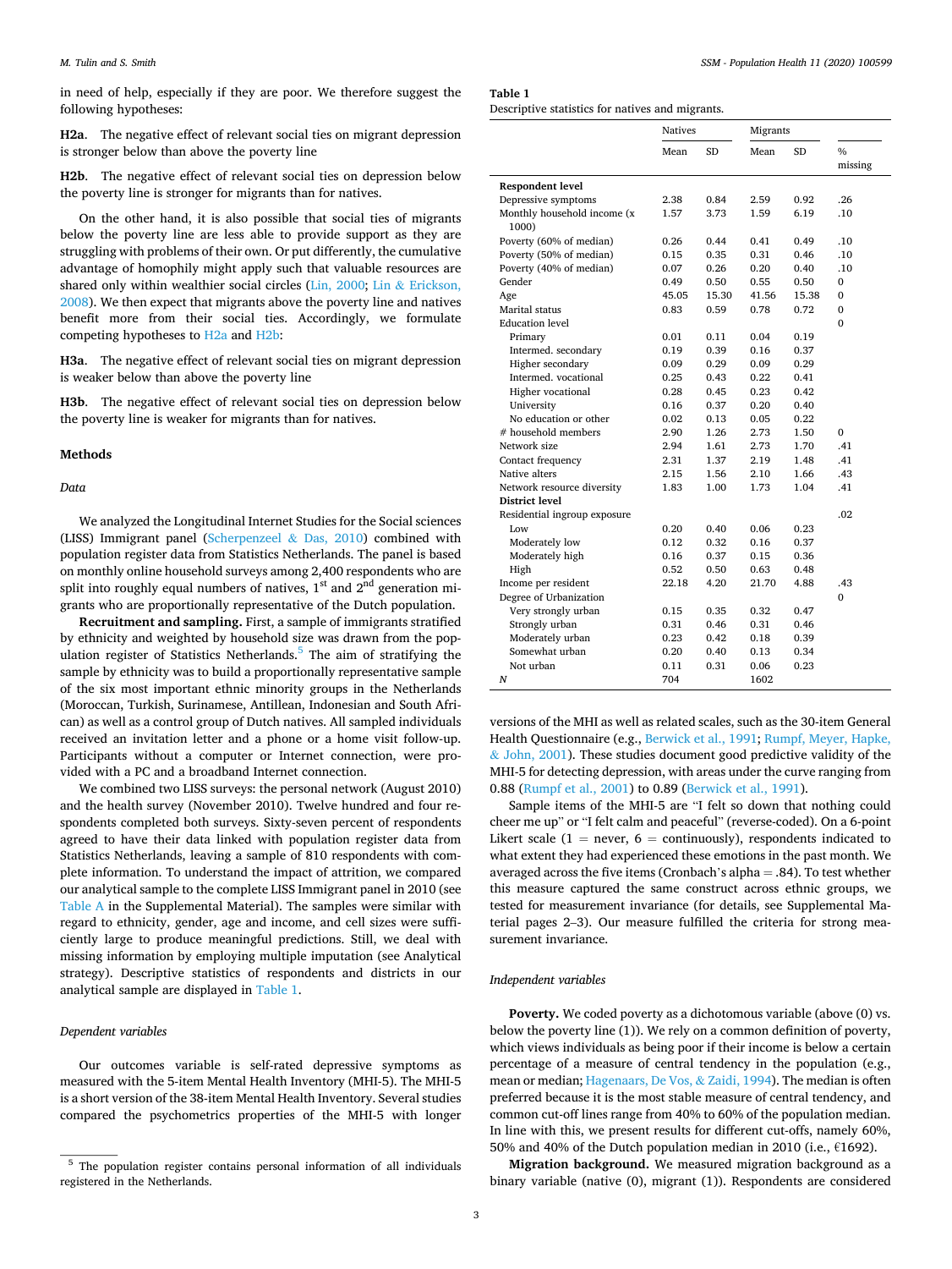in need of help, especially if they are poor. We therefore suggest the following hypotheses:

**H2a.** The negative effect of relevant social ties on migrant depression is stronger below than above the poverty line

**H2b.** The negative effect of relevant social ties on depression below the poverty line is stronger for migrants than for natives.

On the other hand, it is also possible that social ties of migrants below the poverty line are less able to provide support as they are struggling with problems of their own. Or put differently, the cumulative advantage of homophily might apply such that valuable resources are shared only within wealthier social circles (Lin, 2000; Lin & Erickson, 2008). We then expect that migrants above the poverty line and natives benefit more from their social ties. Accordingly, we formulate competing hypotheses to H2a and H2b:

**H3a.** The negative effect of relevant social ties on migrant depression is weaker below than above the poverty line

**H3b.** The negative effect of relevant social ties on depression below the poverty line is weaker for migrants than for natives.

## Methods

### *Data*

We analyzed the Longitudinal Internet Studies for the Social sciences (LISS) Immigrant panel (Scherpenzeel & Das, 2010) combined with population register data from Statistics Netherlands. The panel is based on monthly online household surveys among 2,400 respondents who are split into roughly equal numbers of natives, 1st and 2nd generation migrants who are proportionally representative of the Dutch population.

**Recruitment and sampling.** First, a sample of immigrants stratified by ethnicity and weighted by household size was drawn from the population register of Statistics Netherlands.[5] The aim of stratifying the sample by ethnicity was to build a proportionally representative sample of the six most important ethnic minority groups in the Netherlands (Moroccan, Turkish, Surinamese, Antillean, Indonesian and South African) as well as a control group of Dutch natives. All sampled individuals received an invitation letter and a phone or a home visit follow-up. Participants without a computer or Internet connection, were provided with a PC and a broadband Internet connection.

We combined two LISS surveys: the personal network (August 2010) and the health survey (November 2010). Twelve hundred and four respondents completed both surveys. Sixty-seven percent of respondents agreed to have their data linked with population register data from Statistics Netherlands, leaving a sample of 810 respondents with complete information. To understand the impact of attrition, we compared our analytical sample to the complete LISS Immigrant panel in 2010 (see Table A in the Supplemental Material). The samples were similar with regard to ethnicity, gender, age and income, and cell sizes were sufficiently large to produce meaningful predictions. Still, we deal with missing information by employing multiple imputation (see Analytical strategy). Descriptive statistics of respondents and districts in our analytical sample are displayed in Table 1.

**Table 1**
Descriptive statistics for natives and migrants.

| | Natives | | Migrants | | |
|---|---|---|---|---|---|
| | Mean | SD | Mean | SD | % missing |
| **Respondent level** | | | | | |
| Depressive symptoms | 2.38 | 0.84 | 2.59 | 0.92 | .26 |
| Monthly household income (x 1000) | 1.57 | 3.73 | 1.59 | 6.19 | .10 |
| Poverty (60% of median) | 0.26 | 0.44 | 0.41 | 0.49 | .10 |
| Poverty (50% of median) | 0.15 | 0.35 | 0.31 | 0.46 | .10 |
| Poverty (40% of median) | 0.07 | 0.26 | 0.20 | 0.40 | .10 |
| Gender | 0.49 | 0.50 | 0.55 | 0.50 | 0 |
| Age | 45.05 | 15.30 | 41.56 | 15.38 | 0 |
| Marital status | 0.83 | 0.59 | 0.78 | 0.72 | 0 |
| Education level | | | | | 0 |
| Primary | 0.01 | 0.11 | 0.04 | 0.19 | |
| Intermed. secondary | 0.19 | 0.39 | 0.16 | 0.37 | |
| Higher secondary | 0.09 | 0.29 | 0.09 | 0.29 | |
| Intermed. vocational | 0.25 | 0.43 | 0.22 | 0.41 | |
| Higher vocational | 0.28 | 0.45 | 0.23 | 0.42 | |
| University | 0.16 | 0.37 | 0.20 | 0.40 | |
| No education or other | 0.02 | 0.13 | 0.05 | 0.22 | |
| # household members | 2.90 | 1.26 | 2.73 | 1.50 | 0 |
| Network size | 2.94 | 1.61 | 2.73 | 1.70 | .41 |
| Contact frequency | 2.31 | 1.37 | 2.19 | 1.48 | .41 |
| Native alters | 2.15 | 1.56 | 2.10 | 1.66 | .43 |
| Network resource diversity | 1.83 | 1.00 | 1.73 | 1.04 | .41 |
| **District level** | | | | | |
| Residential ingroup exposure | | | | | .02 |
| Low | 0.20 | 0.40 | 0.06 | 0.23 | |
| Moderately low | 0.12 | 0.32 | 0.16 | 0.37 | |
| Moderately high | 0.16 | 0.37 | 0.15 | 0.36 | |
| High | 0.52 | 0.50 | 0.63 | 0.48 | |
| Income per resident | 22.18 | 4.20 | 21.70 | 4.88 | .43 |
| Degree of Urbanization | | | | | 0 |
| Very strongly urban | 0.15 | 0.35 | 0.32 | 0.47 | |
| Strongly urban | 0.31 | 0.46 | 0.31 | 0.46 | |
| Moderately urban | 0.23 | 0.42 | 0.18 | 0.39 | |
| Somewhat urban | 0.20 | 0.40 | 0.13 | 0.34 | |
| Not urban | 0.11 | 0.31 | 0.06 | 0.23 | |
| *N* | 704 | | 1602 | | |

### *Dependent variables*

Our outcomes variable is self-rated depressive symptoms as measured with the 5-item Mental Health Inventory (MHI-5). The MHI-5 is a short version of the 38-item Mental Health Inventory. Several studies compared the psychometrics properties of the MHI-5 with longer versions of the MHI as well as related scales, such as the 30-item General Health Questionnaire (e.g., Berwick et al., 1991; Rumpf, Meyer, Hapke, & John, 2001). These studies document good predictive validity of the MHI-5 for detecting depression, with areas under the curve ranging from 0.88 (Rumpf et al., 2001) to 0.89 (Berwick et al., 1991).

Sample items of the MHI-5 are "I felt so down that nothing could cheer me up" or "I felt calm and peaceful" (reverse-coded). On a 6-point Likert scale (1 = never, 6 = continuously), respondents indicated to what extent they had experienced these emotions in the past month. We averaged across the five items (Cronbach's alpha = .84). To test whether this measure captured the same construct across ethnic groups, we tested for measurement invariance (for details, see Supplemental Material pages 2–3). Our measure fulfilled the criteria for strong measurement invariance.

### *Independent variables*

**Poverty.** We coded poverty as a dichotomous variable (above (0) vs. below the poverty line (1)). We rely on a common definition of poverty, which views individuals as being poor if their income is below a certain percentage of a measure of central tendency in the population (e.g., mean or median; Hagenaars, De Vos, & Zaidi, 1994). The median is often preferred because it is the most stable measure of central tendency, and common cut-off lines range from 40% to 60% of the population median. In line with this, we present results for different cut-offs, namely 60%, 50% and 40% of the Dutch population median in 2010 (i.e., €1692).

**Migration background.** We measured migration background as a binary variable (native (0), migrant (1)). Respondents are considered

[5] The population register contains personal information of all individuals registered in the Netherlands.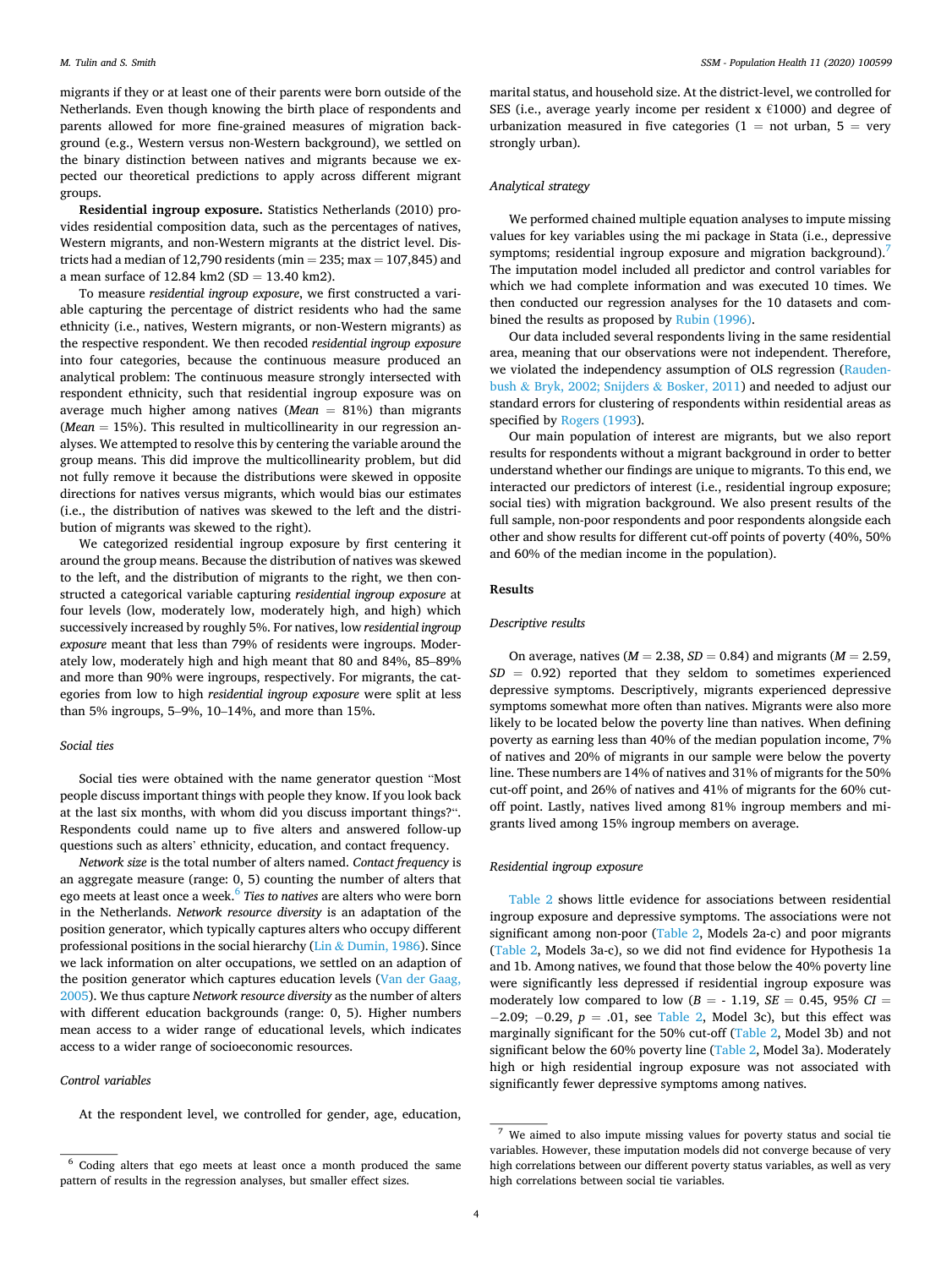migrants if they or at least one of their parents were born outside of the Netherlands. Even though knowing the birth place of respondents and parents allowed for more fine-grained measures of migration background (e.g., Western versus non-Western background), we settled on the binary distinction between natives and migrants because we expected our theoretical predictions to apply across different migrant groups.

**Residential ingroup exposure.** Statistics Netherlands (2010) provides residential composition data, such as the percentages of natives, Western migrants, and non-Western migrants at the district level. Districts had a median of 12,790 residents (min = 235; max = 107,845) and a mean surface of 12.84 km2 (SD = 13.40 km2).

To measure *residential ingroup exposure*, we first constructed a variable capturing the percentage of district residents who had the same ethnicity (i.e., natives, Western migrants, or non-Western migrants) as the respective respondent. We then recoded *residential ingroup exposure* into four categories, because the continuous measure produced an analytical problem: The continuous measure strongly intersected with respondent ethnicity, such that residential ingroup exposure was on average much higher among natives (*Mean* = 81%) than migrants (*Mean* = 15%). This resulted in multicollinearity in our regression analyses. We attempted to resolve this by centering the variable around the group means. This did improve the multicollinearity problem, but did not fully remove it because the distributions were skewed in opposite directions for natives versus migrants, which would bias our estimates (i.e., the distribution of natives was skewed to the left and the distribution of migrants was skewed to the right).

We categorized residential ingroup exposure by first centering it around the group means. Because the distribution of natives was skewed to the left, and the distribution of migrants to the right, we then constructed a categorical variable capturing *residential ingroup exposure* at four levels (low, moderately low, moderately high, and high) which successively increased by roughly 5%. For natives, low *residential ingroup exposure* meant that less than 79% of residents were ingroups. Moderately low, moderately high and high meant that 80 and 84%, 85–89% and more than 90% were ingroups, respectively. For migrants, the categories from low to high *residential ingroup exposure* were split at less than 5% ingroups, 5–9%, 10–14%, and more than 15%.

### Social ties

Social ties were obtained with the name generator question "Most people discuss important things with people they know. If you look back at the last six months, with whom did you discuss important things?". Respondents could name up to five alters and answered follow-up questions such as alters' ethnicity, education, and contact frequency.

*Network size* is the total number of alters named. *Contact frequency* is an aggregate measure (range: 0, 5) counting the number of alters that ego meets at least once a week.[6] *Ties to natives* are alters who were born in the Netherlands. *Network resource diversity* is an adaptation of the position generator, which typically captures alters who occupy different professional positions in the social hierarchy (Lin & Dumin, 1986). Since we lack information on alter occupations, we settled on an adaption of the position generator which captures education levels (Van der Gaag, 2005). We thus capture *Network resource diversity* as the number of alters with different education backgrounds (range: 0, 5). Higher numbers mean access to a wider range of educational levels, which indicates access to a wider range of socioeconomic resources.

### Control variables

At the respondent level, we controlled for gender, age, education, marital status, and household size. At the district-level, we controlled for SES (i.e., average yearly income per resident x €1000) and degree of urbanization measured in five categories (1 = not urban, 5 = very strongly urban).

### Analytical strategy

We performed chained multiple equation analyses to impute missing values for key variables using the mi package in Stata (i.e., depressive symptoms; residential ingroup exposure and migration background).[7] The imputation model included all predictor and control variables for which we had complete information and was executed 10 times. We then conducted our regression analyses for the 10 datasets and combined the results as proposed by Rubin (1996).

Our data included several respondents living in the same residential area, meaning that our observations were not independent. Therefore, we violated the independency assumption of OLS regression (Raudenbush & Bryk, 2002; Snijders & Bosker, 2011) and needed to adjust our standard errors for clustering of respondents within residential areas as specified by Rogers (1993).

Our main population of interest are migrants, but we also report results for respondents without a migrant background in order to better understand whether our findings are unique to migrants. To this end, we interacted our predictors of interest (i.e., residential ingroup exposure; social ties) with migration background. We also present results of the full sample, non-poor respondents and poor respondents alongside each other and show results for different cut-off points of poverty (40%, 50% and 60% of the median income in the population).

## Results

### Descriptive results

On average, natives ($M = 2.38$, $SD = 0.84$) and migrants ($M = 2.59$, $SD = 0.92$) reported that they seldom to sometimes experienced depressive symptoms. Descriptively, migrants experienced depressive symptoms somewhat more often than natives. Migrants were also more likely to be located below the poverty line than natives. When defining poverty as earning less than 40% of the median population income, 7% of natives and 20% of migrants in our sample were below the poverty line. These numbers are 14% of natives and 31% of migrants for the 50% cut-off point, and 26% of natives and 41% of migrants for the 60% cut-off point. Lastly, natives lived among 81% ingroup members and migrants lived among 15% ingroup members on average.

### Residential ingroup exposure

Table 2 shows little evidence for associations between residential ingroup exposure and depressive symptoms. The associations were not significant among non-poor (Table 2, Models 2a-c) and poor migrants (Table 2, Models 3a-c), so we did not find evidence for Hypothesis 1a and 1b. Among natives, we found that those below the 40% poverty line were significantly less depressed if residential ingroup exposure was moderately low compared to low ($B = -1.19$, $SE = 0.45$, 95% $CI = -2.09; -0.29$, $p = .01$, see Table 2, Model 3c), but this effect was marginally significant for the 50% cut-off (Table 2, Model 3b) and not significant below the 60% poverty line (Table 2, Model 3a). Moderately high or high residential ingroup exposure was not associated with significantly fewer depressive symptoms among natives.

[6] Coding alters that ego meets at least once a month produced the same pattern of results in the regression analyses, but smaller effect sizes.

[7] We aimed to also impute missing values for poverty status and social tie variables. However, these imputation models did not converge because of very high correlations between our different poverty status variables, as well as very high correlations between social tie variables.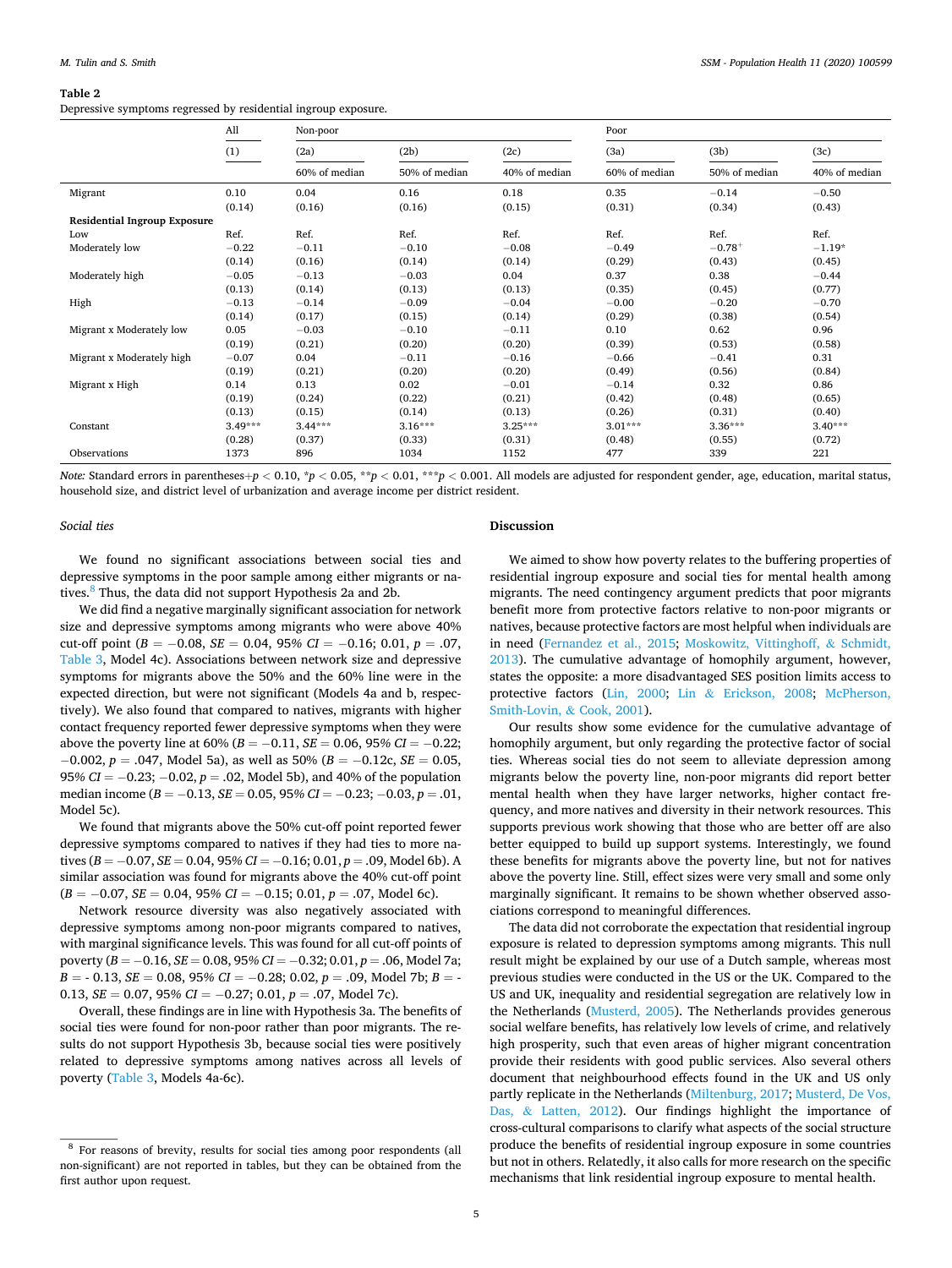**Table 2**
Depressive symptoms regressed by residential ingroup exposure.

| | All | Non-poor | | | Poor | | |
|---|---|---|---|---|---|---|---|
| | (1) | (2a) | (2b) | (2c) | (3a) | (3b) | (3c) |
| | | 60% of median | 50% of median | 40% of median | 60% of median | 50% of median | 40% of median |
| Migrant | 0.10 | 0.04 | 0.16 | 0.18 | 0.35 | −0.14 | −0.50 |
| | (0.14) | (0.16) | (0.16) | (0.15) | (0.31) | (0.34) | (0.43) |
| **Residential Ingroup Exposure** | | | | | | | |
| Low | Ref. | Ref. | Ref. | Ref. | Ref. | Ref. | Ref. |
| Moderately low | −0.22 | −0.11 | −0.10 | −0.08 | −0.49 | −0.78[+] | −1.19* |
| | (0.14) | (0.16) | (0.14) | (0.14) | (0.29) | (0.43) | (0.45) |
| Moderately high | −0.05 | −0.13 | −0.03 | 0.04 | 0.37 | 0.38 | −0.44 |
| | (0.13) | (0.14) | (0.13) | (0.13) | (0.35) | (0.45) | (0.77) |
| High | −0.13 | −0.14 | −0.09 | −0.04 | −0.00 | −0.20 | −0.70 |
| | (0.14) | (0.17) | (0.15) | (0.14) | (0.29) | (0.38) | (0.54) |
| Migrant x Moderately low | 0.05 | −0.03 | −0.10 | −0.11 | 0.10 | 0.62 | 0.96 |
| | (0.19) | (0.21) | (0.20) | (0.20) | (0.39) | (0.53) | (0.58) |
| Migrant x Moderately high | −0.07 | 0.04 | −0.11 | −0.16 | −0.66 | −0.41 | 0.31 |
| | (0.19) | (0.21) | (0.20) | (0.20) | (0.49) | (0.56) | (0.84) |
| Migrant x High | 0.14 | 0.13 | 0.02 | −0.01 | −0.14 | 0.32 | 0.86 |
| | (0.19) | (0.24) | (0.22) | (0.21) | (0.42) | (0.48) | (0.65) |
| | (0.13) | (0.15) | (0.14) | (0.13) | (0.26) | (0.31) | (0.40) |
| Constant | 3.49*** | 3.44*** | 3.16*** | 3.25*** | 3.01*** | 3.36*** | 3.40*** |
| | (0.28) | (0.37) | (0.33) | (0.31) | (0.48) | (0.55) | (0.72) |
| Observations | 1373 | 896 | 1034 | 1152 | 477 | 339 | 221 |

*Note:* Standard errors in parentheses+$p < 0.10$, *$p < 0.05$, **$p < 0.01$, ***$p < 0.001$. All models are adjusted for respondent gender, age, education, marital status, household size, and district level of urbanization and average income per district resident.

### *Social ties*

We found no significant associations between social ties and depressive symptoms in the poor sample among either migrants or natives.[8] Thus, the data did not support Hypothesis 2a and 2b.

We did find a negative marginally significant association for network size and depressive symptoms among migrants who were above 40% cut-off point ($B = -0.08$, $SE = 0.04$, 95% $CI = -0.16$; 0.01, $p = .07$, Table 3, Model 4c). Associations between network size and depressive symptoms for migrants above the 50% and the 60% line were in the expected direction, but were not significant (Models 4a and b, respectively). We also found that compared to natives, migrants with higher contact frequency reported fewer depressive symptoms when they were above the poverty line at 60% ($B = -0.11$, $SE = 0.06$, 95% $CI = -0.22$; $-0.002$, $p = .047$, Model 5a), as well as 50% ($B = -0.12c$, $SE = 0.05$, 95% $CI = -0.23$; $-0.02$, $p = .02$, Model 5b), and 40% of the population median income ($B = -0.13$, $SE = 0.05$, 95% $CI = -0.23$; $-0.03$, $p = .01$, Model 5c).

We found that migrants above the 50% cut-off point reported fewer depressive symptoms compared to natives if they had ties to more natives ($B = -0.07$, $SE = 0.04$, 95% $CI = -0.16$; 0.01, $p = .09$, Model 6b). A similar association was found for migrants above the 40% cut-off point ($B = -0.07$, $SE = 0.04$, 95% $CI = -0.15$; 0.01, $p = .07$, Model 6c).

Network resource diversity was also negatively associated with depressive symptoms among non-poor migrants compared to natives, with marginal significance levels. This was found for all cut-off points of poverty ($B = -0.16$, $SE = 0.08$, 95% $CI = -0.32$; 0.01, $p = .06$, Model 7a; $B = -0.13$, $SE = 0.08$, 95% $CI = -0.28$; 0.02, $p = .09$, Model 7b; $B = -0.13$, $SE = 0.07$, 95% $CI = -0.27$; 0.01, $p = .07$, Model 7c).

Overall, these findings are in line with Hypothesis 3a. The benefits of social ties were found for non-poor rather than poor migrants. The results do not support Hypothesis 3b, because social ties were positively related to depressive symptoms among natives across all levels of poverty (Table 3, Models 4a-6c).

[8] For reasons of brevity, results for social ties among poor respondents (all non-significant) are not reported in tables, but they can be obtained from the first author upon request.

## Discussion

We aimed to show how poverty relates to the buffering properties of residential ingroup exposure and social ties for mental health among migrants. The need contingency argument predicts that poor migrants benefit more from protective factors relative to non-poor migrants or natives, because protective factors are most helpful when individuals are in need (Fernandez et al., 2015; Moskowitz, Vittinghoff, & Schmidt, 2013). The cumulative advantage of homophily argument, however, states the opposite: a more disadvantaged SES position limits access to protective factors (Lin, 2000; Lin & Erickson, 2008; McPherson, Smith-Lovin, & Cook, 2001).

Our results show some evidence for the cumulative advantage of homophily argument, but only regarding the protective factor of social ties. Whereas social ties do not seem to alleviate depression among migrants below the poverty line, non-poor migrants did report better mental health when they have larger networks, higher contact frequency, and more natives and diversity in their network resources. This supports previous work showing that those who are better off are also better equipped to build up support systems. Interestingly, we found these benefits for migrants above the poverty line, but not for natives above the poverty line. Still, effect sizes were very small and some only marginally significant. It remains to be shown whether observed associations correspond to meaningful differences.

The data did not corroborate the expectation that residential ingroup exposure is related to depression symptoms among migrants. This null result might be explained by our use of a Dutch sample, whereas most previous studies were conducted in the US or the UK. Compared to the US and UK, inequality and residential segregation are relatively low in the Netherlands (Musterd, 2005). The Netherlands provides generous social welfare benefits, has relatively low levels of crime, and relatively high prosperity, such that even areas of higher migrant concentration provide their residents with good public services. Also several others document that neighbourhood effects found in the UK and US only partly replicate in the Netherlands (Miltenburg, 2017; Musterd, De Vos, Das, & Latten, 2012). Our findings highlight the importance of cross-cultural comparisons to clarify what aspects of the social structure produce the benefits of residential ingroup exposure in some countries but not in others. Relatedly, it also calls for more research on the specific mechanisms that link residential ingroup exposure to mental health.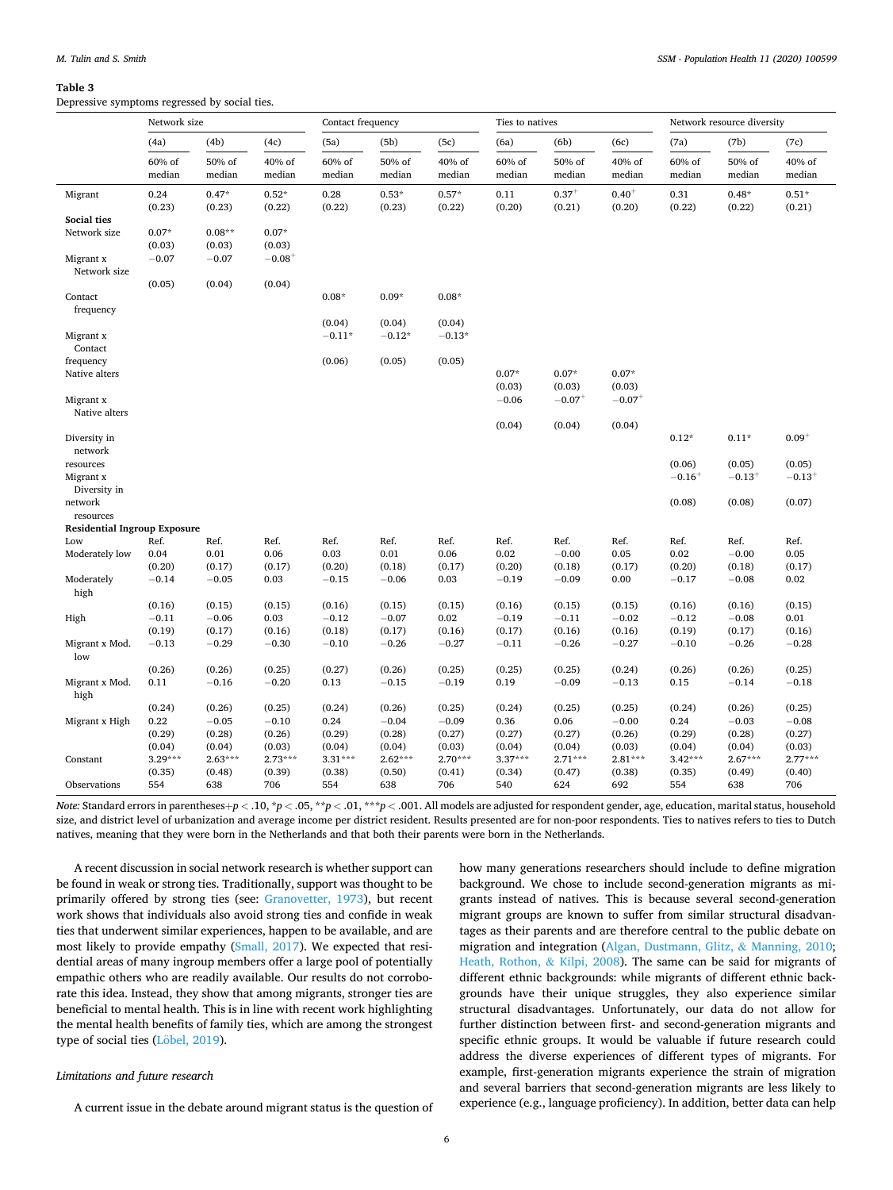**Table 3**

Depressive symptoms regressed by social ties.

| | Network size | | | Contact frequency | | | Ties to natives | | | Network resource diversity | | |
|---|---|---|---|---|---|---|---|---|---|---|---|---|
| | (4a) | (4b) | (4c) | (5a) | (5b) | (5c) | (6a) | (6b) | (6c) | (7a) | (7b) | (7c) |
| | 60% of median | 50% of median | 40% of median | 60% of median | 50% of median | 40% of median | 60% of median | 50% of median | 40% of median | 60% of median | 50% of median | 40% of median |
| Migrant | 0.24 | 0.47* | 0.52* | 0.28 | 0.53* | 0.57* | 0.11 | 0.37+ | 0.40+ | 0.31 | 0.48* | 0.51* |
| | (0.23) | (0.23) | (0.22) | (0.22) | (0.23) | (0.22) | (0.20) | (0.21) | (0.20) | (0.22) | (0.22) | (0.21) |
| **Social ties** | | | | | | | | | | | | |
| Network size | 0.07* | 0.08** | 0.07* | | | | | | | | | |
| | (0.03) | (0.03) | (0.03) | | | | | | | | | |
| Migrant x Network size | −0.07 | −0.07 | −0.08+ | | | | | | | | | |
| | (0.05) | (0.04) | (0.04) | | | | | | | | | |
| Contact frequency | | | | 0.08* | 0.09* | 0.08* | | | | | | |
| | | | | (0.04) | (0.04) | (0.04) | | | | | | |
| Migrant x Contact frequency | | | | −0.11* | −0.12* | −0.13* | | | | | | |
| | | | | (0.06) | (0.05) | (0.05) | | | | | | |
| Native alters | | | | | | | 0.07* | 0.07* | 0.07* | | | |
| | | | | | | | (0.03) | (0.03) | (0.03) | | | |
| Migrant x Native alters | | | | | | | −0.06 | −0.07+ | −0.07+ | | | |
| | | | | | | | (0.04) | (0.04) | (0.04) | | | |
| Diversity in network resources | | | | | | | | | | 0.12* | 0.11* | 0.09+ |
| | | | | | | | | | | (0.06) | (0.05) | (0.05) |
| Migrant x Diversity in network resources | | | | | | | | | | −0.16+ | −0.13+ | −0.13+ |
| | | | | | | | | | | (0.08) | (0.08) | (0.07) |
| **Residential Ingroup Exposure** | | | | | | | | | | | | |
| Low | Ref. | Ref. | Ref. | Ref. | Ref. | Ref. | Ref. | Ref. | Ref. | Ref. | Ref. | Ref. |
| Moderately low | 0.04 | 0.01 | 0.06 | 0.03 | 0.01 | 0.06 | 0.02 | −0.00 | 0.05 | 0.02 | −0.00 | 0.05 |
| | (0.20) | (0.17) | (0.17) | (0.20) | (0.18) | (0.17) | (0.20) | (0.18) | (0.17) | (0.20) | (0.18) | (0.17) |
| Moderately high | −0.14 | −0.05 | 0.03 | −0.15 | −0.06 | 0.03 | −0.19 | −0.09 | 0.00 | −0.17 | −0.08 | 0.02 |
| | (0.16) | (0.15) | (0.15) | (0.16) | (0.15) | (0.15) | (0.16) | (0.15) | (0.15) | (0.16) | (0.16) | (0.15) |
| High | −0.11 | −0.06 | 0.03 | −0.12 | −0.07 | 0.02 | −0.19 | −0.11 | −0.02 | −0.12 | −0.08 | 0.01 |
| | (0.19) | (0.17) | (0.16) | (0.18) | (0.17) | (0.16) | (0.17) | (0.16) | (0.16) | (0.19) | (0.17) | (0.16) |
| Migrant x Mod. low | −0.13 | −0.29 | −0.30 | −0.10 | −0.26 | −0.27 | −0.11 | −0.26 | −0.27 | −0.10 | −0.26 | −0.28 |
| | (0.26) | (0.26) | (0.25) | (0.27) | (0.26) | (0.25) | (0.25) | (0.25) | (0.24) | (0.26) | (0.26) | (0.25) |
| Migrant x Mod. high | 0.11 | −0.16 | −0.20 | 0.13 | −0.15 | −0.19 | 0.19 | −0.09 | −0.13 | 0.15 | −0.14 | −0.18 |
| | (0.24) | (0.26) | (0.25) | (0.24) | (0.26) | (0.25) | (0.24) | (0.25) | (0.25) | (0.24) | (0.26) | (0.25) |
| Migrant x High | 0.22 | −0.05 | −0.10 | 0.24 | −0.04 | −0.09 | 0.36 | 0.06 | −0.00 | 0.24 | −0.03 | −0.08 |
| | (0.29) | (0.28) | (0.26) | (0.29) | (0.28) | (0.27) | (0.27) | (0.27) | (0.26) | (0.29) | (0.28) | (0.27) |
| | (0.04) | (0.04) | (0.03) | (0.04) | (0.04) | (0.03) | (0.04) | (0.04) | (0.03) | (0.04) | (0.04) | (0.03) |
| Constant | 3.29*** | 2.63*** | 2.73*** | 3.31*** | 2.62*** | 2.70*** | 3.37*** | 2.71*** | 2.81*** | 3.42*** | 2.67*** | 2.77*** |
| | (0.35) | (0.48) | (0.39) | (0.38) | (0.50) | (0.41) | (0.34) | (0.47) | (0.38) | (0.35) | (0.49) | (0.40) |
| Observations | 554 | 638 | 706 | 554 | 638 | 706 | 540 | 624 | 692 | 554 | 638 | 706 |

*Note:* Standard errors in parentheses+$p < .10$, *$p < .05$, **$p < .01$, ***$p < .001$. All models are adjusted for respondent gender, age, education, marital status, household size, and district level of urbanization and average income per district resident. Results presented are for non-poor respondents. Ties to natives refers to ties to Dutch natives, meaning that they were born in the Netherlands and that both their parents were born in the Netherlands.

A recent discussion in social network research is whether support can be found in weak or strong ties. Traditionally, support was thought to be primarily offered by strong ties (see: Granovetter, 1973), but recent work shows that individuals also avoid strong ties and confide in weak ties that underwent similar experiences, happen to be available, and are most likely to provide empathy (Small, 2017). We expected that residential areas of many ingroup members offer a large pool of potentially empathic others who are readily available. Our results do not corroborate this idea. Instead, they show that among migrants, stronger ties are beneficial to mental health. This is in line with recent work highlighting the mental health benefits of family ties, which are among the strongest type of social ties (Löbel, 2019).

### *Limitations and future research*

A current issue in the debate around migrant status is the question of how many generations researchers should include to define migration background. We chose to include second-generation migrants as migrants instead of natives. This is because several second-generation migrant groups are known to suffer from similar structural disadvantages as their parents and are therefore central to the public debate on migration and integration (Algan, Dustmann, Glitz, & Manning, 2010; Heath, Rothon, & Kilpi, 2008). The same can be said for migrants of different ethnic backgrounds: while migrants of different ethnic backgrounds have their unique struggles, they also experience similar structural disadvantages. Unfortunately, our data do not allow for further distinction between first- and second-generation migrants and specific ethnic groups. It would be valuable if future research could address the diverse experiences of different types of migrants. For example, first-generation migrants experience the strain of migration and several barriers that second-generation migrants are less likely to experience (e.g., language proficiency). In addition, better data can help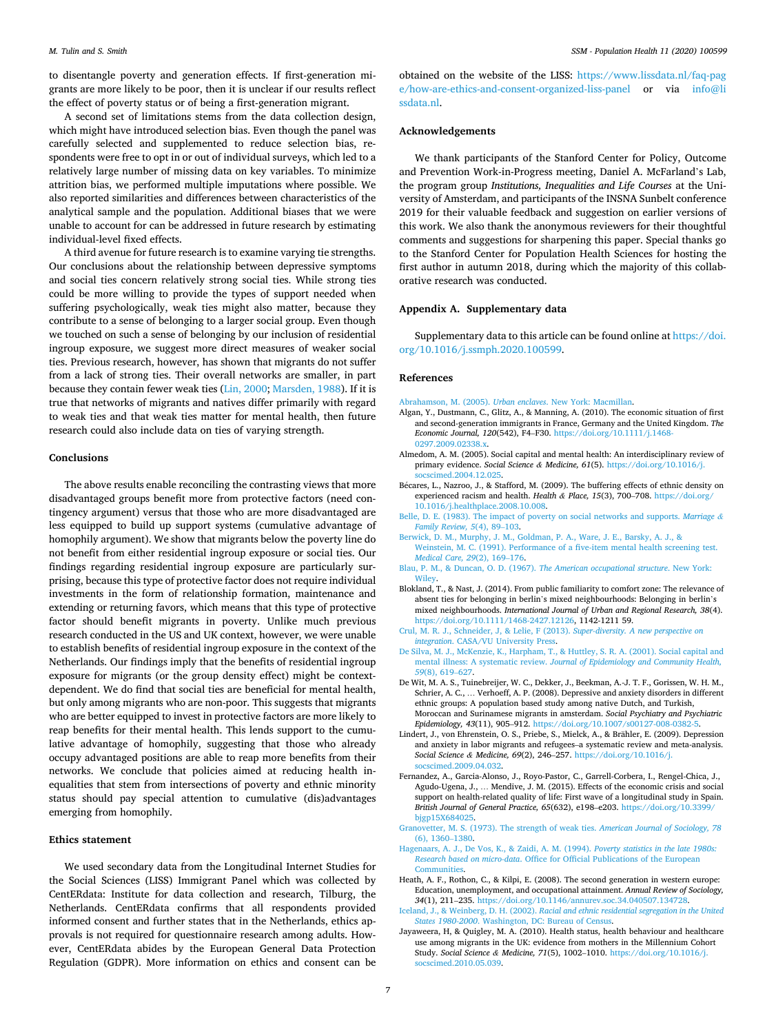to disentangle poverty and generation effects. If first-generation migrants are more likely to be poor, then it is unclear if our results reflect the effect of poverty status or of being a first-generation migrant.

A second set of limitations stems from the data collection design, which might have introduced selection bias. Even though the panel was carefully selected and supplemented to reduce selection bias, respondents were free to opt in or out of individual surveys, which led to a relatively large number of missing data on key variables. To minimize attrition bias, we performed multiple imputations where possible. We also reported similarities and differences between characteristics of the analytical sample and the population. Additional biases that we were unable to account for can be addressed in future research by estimating individual-level fixed effects.

A third avenue for future research is to examine varying tie strengths. Our conclusions about the relationship between depressive symptoms and social ties concern relatively strong social ties. While strong ties could be more willing to provide the types of support needed when suffering psychologically, weak ties might also matter, because they contribute to a sense of belonging to a larger social group. Even though we touched on such a sense of belonging by our inclusion of residential ingroup exposure, we suggest more direct measures of weaker social ties. Previous research, however, has shown that migrants do not suffer from a lack of strong ties. Their overall networks are smaller, in part because they contain fewer weak ties (Lin, 2000; Marsden, 1988). If it is true that networks of migrants and natives differ primarily with regard to weak ties and that weak ties matter for mental health, then future research could also include data on ties of varying strength.

## Conclusions

The above results enable reconciling the contrasting views that more disadvantaged groups benefit more from protective factors (need contingency argument) versus that those who are more disadvantaged are less equipped to build up support systems (cumulative advantage of homophily argument). We show that migrants below the poverty line do not benefit from either residential ingroup exposure or social ties. Our findings regarding residential ingroup exposure are particularly surprising, because this type of protective factor does not require individual investments in the form of relationship formation, maintenance and extending or returning favors, which means that this type of protective factor should benefit migrants in poverty. Unlike much previous research conducted in the US and UK context, however, we were unable to establish benefits of residential ingroup exposure in the context of the Netherlands. Our findings imply that the benefits of residential ingroup exposure for migrants (or the group density effect) might be context-dependent. We do find that social ties are beneficial for mental health, but only among migrants who are non-poor. This suggests that migrants who are better equipped to invest in protective factors are more likely to reap benefits for their mental health. This lends support to the cumulative advantage of homophily, suggesting that those who already occupy advantaged positions are able to reap more benefits from their networks. We conclude that policies aimed at reducing health inequalities that stem from intersections of poverty and ethnic minority status should pay special attention to cumulative (dis)advantages emerging from homophily.

## Ethics statement

We used secondary data from the Longitudinal Internet Studies for the Social Sciences (LISS) Immigrant Panel which was collected by CentERdata: Institute for data collection and research, Tilburg, the Netherlands. CentERdata confirms that all respondents provided informed consent and further states that in the Netherlands, ethics approvals is not required for questionnaire research among adults. However, CentERdata abides by the European General Data Protection Regulation (GDPR). More information on ethics and consent can be obtained on the website of the LISS: https://www.lissdata.nl/faq-page/how-are-ethics-and-consent-organized-liss-panel or via info@lissdata.nl.

## Acknowledgements

We thank participants of the Stanford Center for Policy, Outcome and Prevention Work-in-Progress meeting, Daniel A. McFarland's Lab, the program group *Institutions, Inequalities and Life Courses* at the University of Amsterdam, and participants of the INSNA Sunbelt conference 2019 for their valuable feedback and suggestion on earlier versions of this work. We also thank the anonymous reviewers for their thoughtful comments and suggestions for sharpening this paper. Special thanks go to the Stanford Center for Population Health Sciences for hosting the first author in autumn 2018, during which the majority of this collaborative research was conducted.

## Appendix A. Supplementary data

Supplementary data to this article can be found online at https://doi.org/10.1016/j.ssmph.2020.100599.

## References

Abrahamson, M. (2005). *Urban enclaves*. New York: Macmillan.

Algan, Y., Dustmann, C., Glitz, A., & Manning, A. (2010). The economic situation of first and second-generation immigrants in France, Germany and the United Kingdom. *The Economic Journal, 120*(542), F4–F30. https://doi.org/10.1111/j.1468-0297.2009.02338.x.

Almedom, A. M. (2005). Social capital and mental health: An interdisciplinary review of primary evidence. *Social Science & Medicine, 61*(5). https://doi.org/10.1016/j.socscimed.2004.12.025.

Bécares, L., Nazroo, J., & Stafford, M. (2009). The buffering effects of ethnic density on experienced racism and health. *Health & Place, 15*(3), 700–708. https://doi.org/10.1016/j.healthplace.2008.10.008.

Belle, D. E. (1983). The impact of poverty on social networks and supports. *Marriage & Family Review, 5*(4), 89–103.

Berwick, D. M., Murphy, J. M., Goldman, P. A., Ware, J. E., Barsky, A. J., & Weinstein, M. C. (1991). Performance of a five-item mental health screening test. *Medical Care, 29*(2), 169–176.

Blau, P. M., & Duncan, O. D. (1967). *The American occupational structure*. New York: Wiley.

Blokland, T., & Nast, J. (2014). From public familiarity to comfort zone: The relevance of absent ties for belonging in berlin's mixed neighbourhoods: Belonging in berlin's mixed neighbourhoods. *International Journal of Urban and Regional Research, 38*(4). https://doi.org/10.1111/1468-2427.12126, 1142-1211 59.

Crul, M. R. J., Schneider, J, & Lelie, F (2013). *Super-diversity. A new perspective on integration*. CASA/VU University Press.

De Silva, M. J., McKenzie, K., Harpham, T., & Huttley, S. R. A. (2001). Social capital and mental illness: A systematic review. *Journal of Epidemiology and Community Health, 59*(8), 619–627.

De Wit, M. A. S., Tuinebreijer, W. C., Dekker, J., Beekman, A.-J. T. F., Gorissen, W. H. M., Schrier, A. C., … Verhoeff, A. P. (2008). Depressive and anxiety disorders in different ethnic groups: A population based study among native Dutch, and Turkish, Moroccan and Surinamese migrants in amsterdam. *Social Psychiatry and Psychiatric Epidemiology, 43*(11), 905–912. https://doi.org/10.1007/s00127-008-0382-5.

Lindert, J., von Ehrenstein, O. S., Priebe, S., Mielck, A., & Brähler, E. (2009). Depression and anxiety in labor migrants and refugees–a systematic review and meta-analysis. *Social Science & Medicine, 69*(2), 246–257. https://doi.org/10.1016/j.socscimed.2009.04.032.

Fernandez, A., Garcia-Alonso, J., Royo-Pastor, C., Garrell-Corbera, I., Rengel-Chica, J., Agudo-Ugena, J., … Mendive, J. M. (2015). Effects of the economic crisis and social support on health-related quality of life: First wave of a longitudinal study in Spain. *British Journal of General Practice, 65*(632), e198–e203. https://doi.org/10.3399/bjgp15X684025.

Granovetter, M. S. (1973). The strength of weak ties. *American Journal of Sociology, 78*(6), 1360–1380.

Hagenaars, A. J., De Vos, K., & Zaidi, A. M. (1994). *Poverty statistics in the late 1980s: Research based on micro-data*. Office for Official Publications of the European Communities.

Heath, A. F., Rothon, C., & Kilpi, E. (2008). The second generation in western europe: Education, unemployment, and occupational attainment. *Annual Review of Sociology, 34*(1), 211–235. https://doi.org/10.1146/annurev.soc.34.040507.134728.

Iceland, J., & Weinberg, D. H. (2002). *Racial and ethnic residential segregation in the United States 1980-2000*. Washington, DC: Bureau of Census.

Jayaweera, H, & Quigley, M. A. (2010). Health status, health behaviour and healthcare use among migrants in the UK: evidence from mothers in the Millennium Cohort Study. *Social Science & Medicine, 71*(5), 1002–1010. https://doi.org/10.1016/j.socscimed.2010.05.039.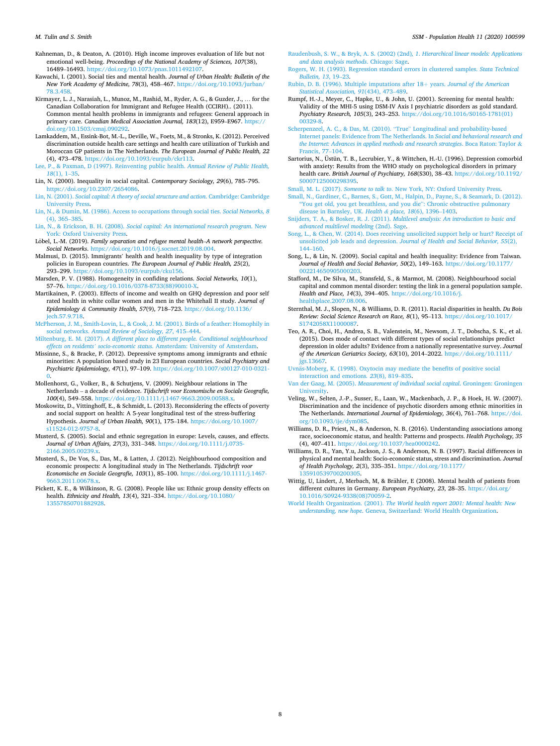Kahneman, D., & Deaton, A. (2010). High income improves evaluation of life but not emotional well-being. *Proceedings of the National Academy of Sciences, 107*(38), 16489–16493. https://doi.org/10.1073/pnas.1011492107.

Kawachi, I. (2001). Social ties and mental health. *Journal of Urban Health: Bulletin of the New York Academy of Medicine, 78*(3), 458–467. https://doi.org/10.1093/jurban/78.3.458.

Kirmayer, L. J., Narasiah, L., Munoz, M., Rashid, M., Ryder, A. G., & Guzder, J., … for the Canadian Collaboration for Immigrant and Refugee Health (CCIRH).. (2011). Common mental health problems in immigrants and refugees: General approach in primary care. *Canadian Medical Association Journal, 183*(12), E959–E967. https://doi.org/10.1503/cmaj.090292.

Lamkaddem, M., Essink-Bot, M.-L., Deville, W., Foets, M., & Stronks, K. (2012). Perceived discrimination outside health care settings and health care utilization of Turkish and Moroccan GP patients in The Netherlands. *The European Journal of Public Health, 22* (4), 473–478. https://doi.org/10.1093/eurpub/ckr113.

Lee, P., & Paxman, D (1997). Reinventing public health. *Annual Review of Public Health, 18*(1), 1–35.

Lin, N. (2000). Inequality in social capital. *Contemporary Sociology, 29*(6), 785–795. https://doi.org/10.2307/2654086.

Lin, N. (2001). *Social capital: A theory of social structure and action*. Cambridge: Cambridge University Press.

Lin, N., & Dumin, M. (1986). Access to occupations through social ties. *Social Networks, 8* (4), 365–385.

Lin, N., & Erickson, B. H. (2008). *Social capital: An international research program*. New York: Oxford University Press.

Löbel, L.-M. (2019). *Family separation and refugee mental health–A network perspective. Social Networks*. https://doi.org/10.1016/j.socnet.2019.08.004.

Malmusi, D. (2015). Immigrants' health and health inequality by type of integration policies in European countries. *The European Journal of Public Health, 25*(2), 293–299. https://doi.org/10.1093/eurpub/cku156.

Marsden, P. V. (1988). Homogeneity in confiding relations. *Social Networks, 10*(1), 57–76. https://doi.org/10.1016/0378-8733(88)90010-X.

Martikainen, P. (2003). Effects of income and wealth on GHQ depression and poor self rated health in white collar women and men in the Whitehall II study. *Journal of Epidemiology & Community Health, 57*(9), 718–723. https://doi.org/10.1136/jech.57.9.718.

McPherson, J. M., Smith-Lovin, L., & Cook, J. M. (2001). Birds of a feather: Homophily in social networks. *Annual Review of Sociology, 27*, 415–444.

Miltenburg, E. M. (2017). *A different place to different people. Conditional neighbourhood effects on residents' socio-economic status*. Amsterdam: University of Amsterdam.

Missinne, S., & Bracke, P. (2012). Depressive symptoms among immigrants and ethnic minorities: A population based study in 23 European countries. *Social Psychiatry and Psychiatric Epidemiology, 47*(1), 97–109. https://doi.org/10.1007/s00127-010-0321-0.

Mollenhorst, G., Volker, B., & Schutjens, V. (2009). Neighbour relations in The Netherlands – a decade of evidence. *Tijdschrift voor Economische en Sociale Geografie, 100*(4), 549–558. https://doi.org/10.1111/j.1467-9663.2009.00588.x.

Moskowitz, D., Vittinghoff, E., & Schmidt, L. (2013). Reconsidering the effects of poverty and social support on health: A 5-year longitudinal test of the stress-buffering Hypothesis. *Journal of Urban Health, 90*(1), 175–184. https://doi.org/10.1007/s11524-012-9757-8.

Musterd, S. (2005). Social and ethnic segregation in europe: Levels, causes, and effects. *Journal of Urban Affairs, 27*(3), 331–348. https://doi.org/10.1111/j.0735-2166.2005.00239.x.

Musterd, S., De Vos, S., Das, M., & Latten, J. (2012). Neighbourhood composition and economic prospects: A longitudinal study in The Netherlands. *Tijdschrift voor Economische en Sociale Geografie, 103*(1), 85–100. https://doi.org/10.1111/j.1467-9663.2011.00678.x.

Pickett, K. E., & Wilkinson, R. G. (2008). People like us: Ethnic group density effects on health. *Ethnicity and Health, 13*(4), 321–334. https://doi.org/10.1080/13557850701882928.

Raudenbush, S. W., & Bryk, A. S. (2002) (2nd), *1. Hierarchical linear models: Applications and data analysis methods*. Chicago: Sage.

Rogers, W. H. (1993). Regression standard errors in clustered samples. *Stata Technical Bulletin, 13*, 19–23.

Rubin, D. B. (1996). Multiple imputations after 18+ years. *Journal of the American Statistical Association, 91*(434), 473–489.

Rumpf, H.-J., Meyer, C., Hapke, U., & John, U. (2001). Screening for mental health: Validity of the MHI-5 using DSM-IV Axis I psychiatric disorders as gold standard. *Psychiatry Research, 105*(3), 243–253. https://doi.org/10.1016/S0165-1781(01)00329-8.

Scherpenzeel, A. C., & Das, M. (2010). "True" Longitudinal and probability-based Internet panels: Evidence from The Netherlands. In *Social and behavioral research and the Internet: Advances in applied methods and research strategies*. Boca Raton: Taylor & Francis, 77–104.

Sartorius, N., Üstün, T. B., Lecrubier, Y., & Wittchen, H.-U. (1996). Depression comorbid with anxiety: Results from the WHO study on psychological disorders in primary health care. *British Journal of Psychiatry, 168*(S30), 38–43. https://doi.org/10.1192/S0007125000298395.

Small, M. L. (2017). *Someone to talk to*. New York, NY: Oxford University Press.

Small, N., Gardiner, C., Barnes, S., Gott, M., Halpin, D., Payne, S., & Seamark, D. (2012). "You get old, you get breathless, and you die": Chronic obstructive pulmonary disease in Barnsley, UK. *Health & place, 18*(6), 1396–1403.

Snijders, T. A., & Bosker, R. J. (2011). *Multilevel analysis: An introduction to basic and advanced multilevel modeling* (2nd). Sage.

Song, L., & Chen, W. (2014). Does receiving unsolicited support help or hurt? Receipt of unsolicited job leads and depression. *Journal of Health and Social Behavior, 55*(2), 144–160.

Song, L., & Lin, N. (2009). Social capital and health inequality: Evidence from Taiwan. *Journal of Health and Social Behavior, 50*(2), 149–163. https://doi.org/10.1177/002214650905000203.

Stafford, M., De Silva, M., Stansfeld, S., & Marmot, M. (2008). Neighbourhood social capital and common mental disorder: testing the link in a general population sample. *Health and Place, 14*(3), 394–405. https://doi.org/10.1016/j.healthplace.2007.08.006.

Sternthal, M. J., Slopen, N., & Williams, D. R. (2011). Racial disparities in health. *Du Bois Review: Social Science Research on Race, 8*(1), 95–113. https://doi.org/10.1017/S1742058X11000087.

Teo, A. R., Choi, H., Andrea, S. B., Valenstein, M., Newsom, J. T., Dobscha, S. K., et al. (2015). Does mode of contact with different types of social relationships predict depression in older adults? Evidence from a nationally representative survey. *Journal of the American Geriatrics Society, 63*(10), 2014–2022. https://doi.org/10.1111/jgs.13667.

Uvnäs-Moberg, K. (1998). Oxytocin may mediate the benefits of positive social interaction and emotions. *23*(8), 819–835.

Van der Gaag, M. (2005). *Measurement of individual social capital*. Groningen: Groningen University.

Veling, W., Selten, J.-P., Susser, E., Laan, W., Mackenbach, J. P., & Hoek, H. W. (2007). Discrimination and the incidence of psychotic disorders among ethnic minorities in The Netherlands. *International Journal of Epidemiology, 36*(4), 761–768. https://doi.org/10.1093/ije/dym085.

Williams, D. R., Priest, N., & Anderson, N. B. (2016). Understanding associations among race, socioeconomic status, and health: Patterns and prospects. *Health Psychology, 35* (4), 407–411. https://doi.org/10.1037/hea0000242.

Williams, D. R., Yan, Y.u, Jackson, J. S., & Anderson, N. B. (1997). Racial differences in physical and mental health: Socio-economic status, stress and discrimination. *Journal of Health Psychology, 2*(3), 335–351. https://doi.org/10.1177/135910539700200305.

Wittig, U, Lindert, J, Merbach, M, & Brähler, E (2008). Mental health of patients from different cultures in Germany. *European Psychiatry, 23*, 28–35. https://doi.org/10.1016/S0924-9338(08)70059-2.

World Health Organization. (2001). *The World health report 2001: Mental health: New understanding, new hope*. Geneva, Switzerland: World Health Organization.